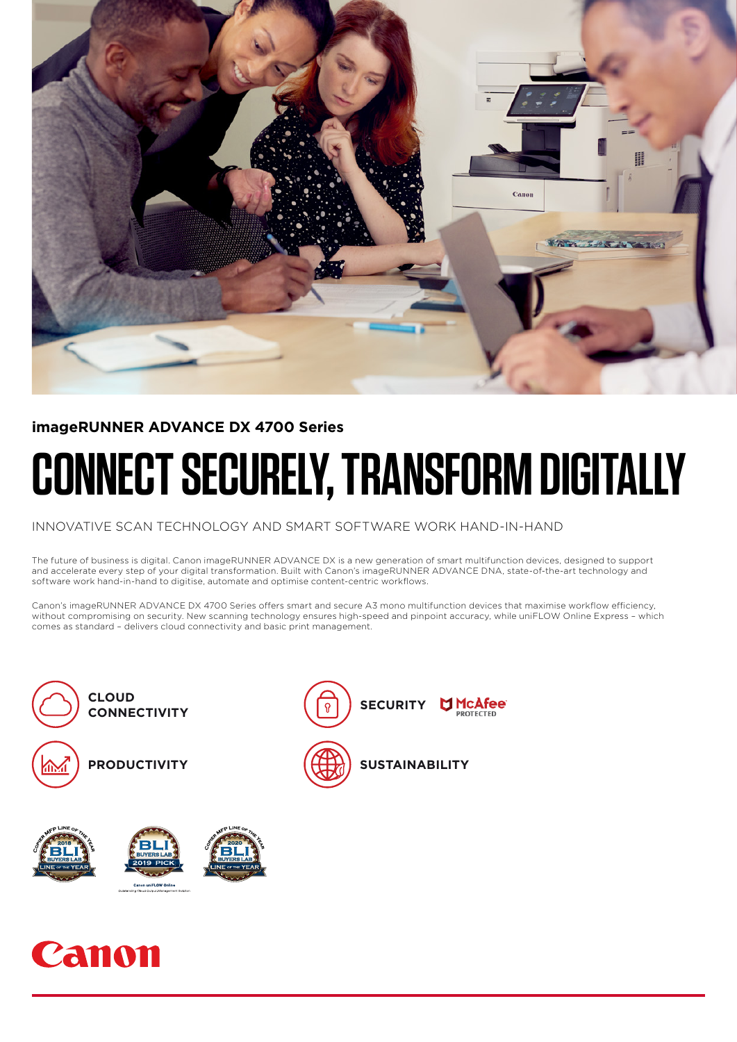**imageRUNNER ADVANCE DX 4700 Series**

# CONNECT SECURELY, TRANSFORM DIGITALLY

INNOVATIVE SCAN TECHNOLOGY AND SMART SOFTWARE WORK HAND-IN-HAND

The future of business is digital. Canon imageRUNNER ADVANCE DX is a new generation of smart multifunction devices, designed to support and accelerate every step of your digital transformation. Built with Canon's imageRUNNER ADVANCE DNA, state-of-the-art technology and software work hand-in-hand to digitise, automate and optimise content-centric workflows.

Canon's imageRUNNER ADVANCE DX 4700 Series offers smart and secure A3 mono multifunction devices that maximise workflow efficiency, without compromising on security. New scanning technology ensures high-speed and pinpoint accuracy, while uniFLOW Online Express – which comes as standard – delivers cloud connectivity and basic print management.

**CLOUD CONNECTIVITY**

**SECURITY** McAfee PROTECTED

**PRODUCTIVITY**

**SUSTAINABILITY**

Copier MFP Line of the Year 2018 BLI Buyers Lab

BLI Buyers Lab 2019 Pick – Canon uniFLOW Online – Outstanding Cloud Output Management Solution

Copier MFP Line of the Year 2020 BLI Buyers Lab

Canon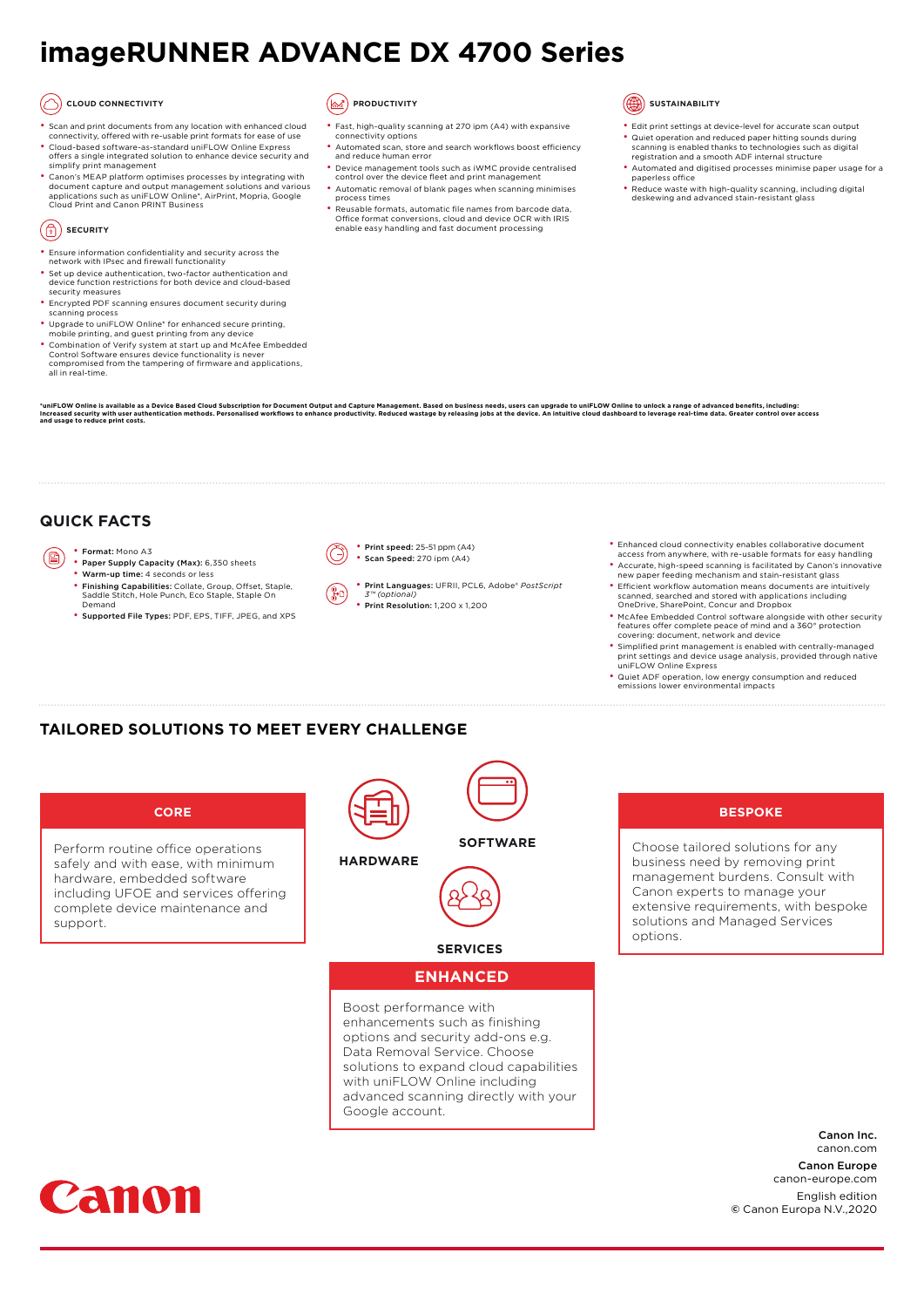# imageRUNNER ADVANCE DX 4700 Series

### CLOUD CONNECTIVITY

- Scan and print documents from any location with enhanced cloud connectivity, offered with re-usable print formats for ease of use
- Cloud-based software-as-standard uniFLOW Online Express offers a single integrated solution to enhance device security and simplify print management
- Canon's MEAP platform optimises processes by integrating with document capture and output management solutions and various applications such as uniFLOW Online*, AirPrint, Mopria, Google Cloud Print and Canon PRINT Business

### SECURITY

- Ensure information confidentiality and security across the network with IPsec and firewall functionality
- Set up device authentication, two-factor authentication and device function restrictions for both device and cloud-based security measures
- Encrypted PDF scanning ensures document security during scanning process
- Upgrade to uniFLOW Online* for enhanced secure printing, mobile printing, and guest printing from any device
- Combination of Verify system at start up and McAfee Embedded Control Software ensures device functionality is never compromised from the tampering of firmware and applications, all in real-time.

### PRODUCTIVITY

- Fast, high-quality scanning at 270 ipm (A4) with expansive connectivity options
- Automated scan, store and search workflows boost efficiency and reduce human error
- Device management tools such as iWMC provide centralised control over the device fleet and print management
- Automatic removal of blank pages when scanning minimises process times
- Reusable formats, automatic file names from barcode data, Office format conversions, cloud and device OCR with IRIS enable easy handling and fast document processing

### SUSTAINABILITY

- Edit print settings at device-level for accurate scan output
- Quiet operation and reduced paper hitting sounds during scanning is enabled thanks to technologies such as digital registration and a smooth ADF internal structure
- Automated and digitised processes minimise paper usage for a paperless office
- Reduce waste with high-quality scanning, including digital deskewing and advanced stain-resistant glass

**\*uniFLOW Online is available as a Device Based Cloud Subscription for Document Output and Capture Management. Based on business needs, users can upgrade to uniFLOW Online to unlock a range of advanced benefits, including: Increased security with user authentication methods. Personalised workflows to enhance productivity. Reduced wastage by releasing jobs at the device. An intuitive cloud dashboard to leverage real-time data. Greater control over access and usage to reduce print costs.**

## QUICK FACTS

- **Format:** Mono A3
- **Paper Supply Capacity (Max):** 6,350 sheets
- **Warm-up time:** 4 seconds or less
- **Finishing Capabilities:** Collate, Group, Offset, Staple, Saddle Stitch, Hole Punch, Eco Staple, Staple On Demand
- **Supported File Types:** PDF, EPS, TIFF, JPEG, and XPS

- **Print speed:** 25-51 ppm (A4)
- **Scan Speed:** 270 ipm (A4)

- **Print Languages:** UFRII, PCL6, Adobe® *PostScript 3™ (optional)*
- **Print Resolution:** 1,200 x 1,200

- Enhanced cloud connectivity enables collaborative document access from anywhere, with re-usable formats for easy handling
- Accurate, high-speed scanning is facilitated by Canon's innovative new paper feeding mechanism and stain-resistant glass
- Efficient workflow automation means documents are intuitively scanned, searched and stored with applications including OneDrive, SharePoint, Concur and Dropbox
- McAfee Embedded Control software alongside with other security features offer complete peace of mind and a 360° protection covering: document, network and device
- Simplified print management is enabled with centrally-managed print settings and device usage analysis, provided through native uniFLOW Online Express
- Quiet ADF operation, low energy consumption and reduced emissions lower environmental impacts

## TAILORED SOLUTIONS TO MEET EVERY CHALLENGE

### CORE

Perform routine office operations safely and with ease, with minimum hardware, embedded software including UFOE and services offering complete device maintenance and support.

HARDWARE

SOFTWARE

SERVICES

### ENHANCED

Boost performance with enhancements such as finishing options and security add-ons e.g. Data Removal Service. Choose solutions to expand cloud capabilities with uniFLOW Online including advanced scanning directly with your Google account.

### BESPOKE

Choose tailored solutions for any business need by removing print management burdens. Consult with Canon experts to manage your extensive requirements, with bespoke solutions and Managed Services options.

Canon

**Canon Inc.**
canon.com

**Canon Europe**
canon-europe.com

English edition
© Canon Europa N.V.,2020